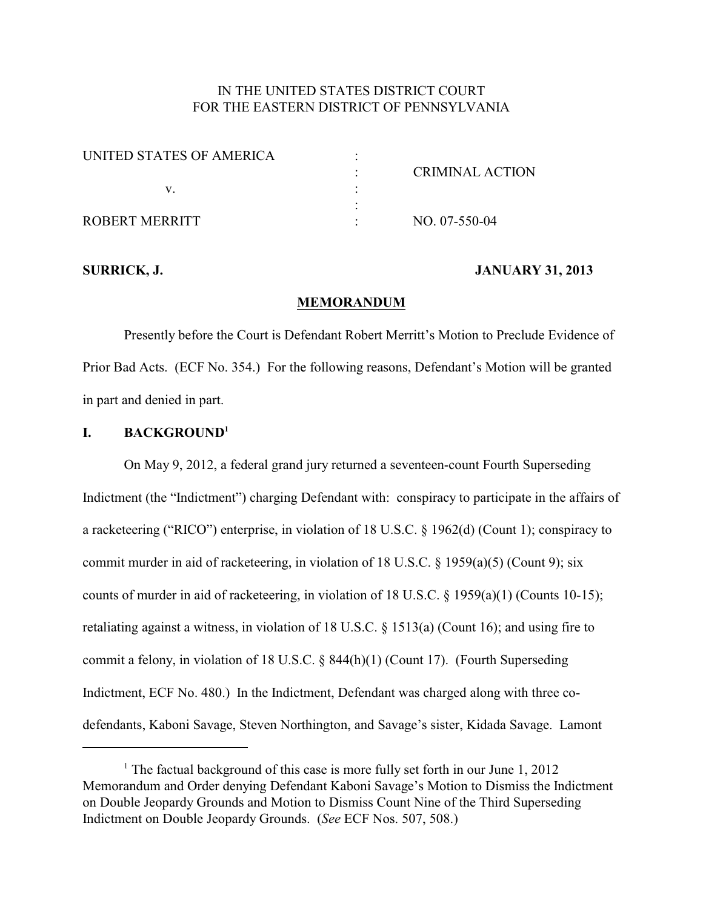IN THE UNITED STATES DISTRICT COURT
FOR THE EASTERN DISTRICT OF PENNSYLVANIA

| | | |
|---|---|---|
| UNITED STATES OF AMERICA | : | |
| | : | CRIMINAL ACTION |
| v. | : | |
| | : | |
| ROBERT MERRITT | : | NO. 07-550-04 |

**SURRICK, J.** **JANUARY 31, 2013**

## MEMORANDUM

Presently before the Court is Defendant Robert Merritt's Motion to Preclude Evidence of Prior Bad Acts. (ECF No. 354.) For the following reasons, Defendant's Motion will be granted in part and denied in part.

## I. BACKGROUND[1]

On May 9, 2012, a federal grand jury returned a seventeen-count Fourth Superseding Indictment (the "Indictment") charging Defendant with: conspiracy to participate in the affairs of a racketeering ("RICO") enterprise, in violation of 18 U.S.C. § 1962(d) (Count 1); conspiracy to commit murder in aid of racketeering, in violation of 18 U.S.C. § 1959(a)(5) (Count 9); six counts of murder in aid of racketeering, in violation of 18 U.S.C. § 1959(a)(1) (Counts 10-15); retaliating against a witness, in violation of 18 U.S.C. § 1513(a) (Count 16); and using fire to commit a felony, in violation of 18 U.S.C. § 844(h)(1) (Count 17). (Fourth Superseding Indictment, ECF No. 480.) In the Indictment, Defendant was charged along with three co-defendants, Kaboni Savage, Steven Northington, and Savage's sister, Kidada Savage. Lamont

[1] The factual background of this case is more fully set forth in our June 1, 2012 Memorandum and Order denying Defendant Kaboni Savage's Motion to Dismiss the Indictment on Double Jeopardy Grounds and Motion to Dismiss Count Nine of the Third Superseding Indictment on Double Jeopardy Grounds. (*See* ECF Nos. 507, 508.)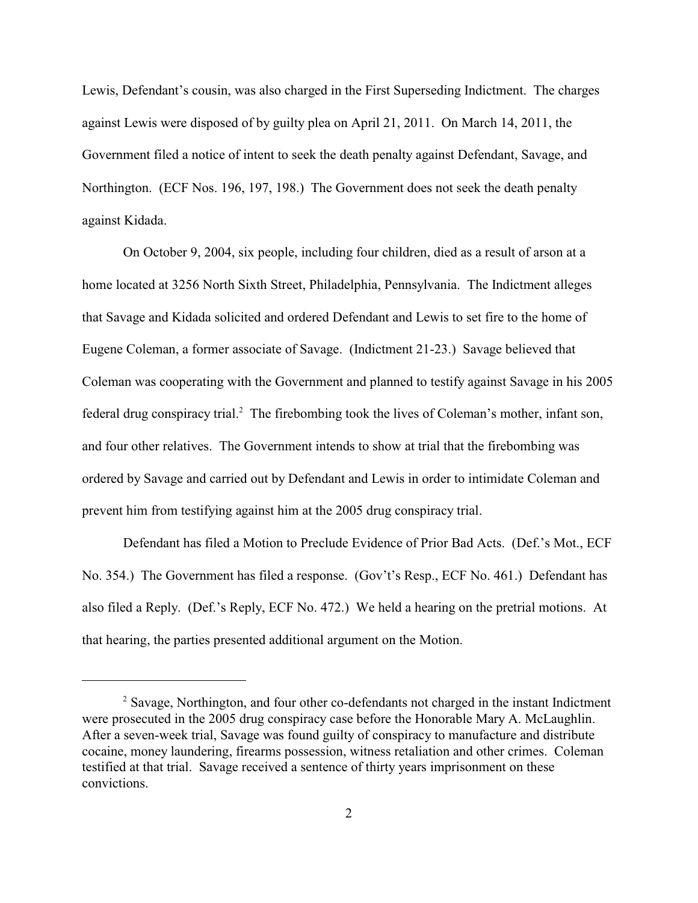Lewis, Defendant's cousin, was also charged in the First Superseding Indictment. The charges against Lewis were disposed of by guilty plea on April 21, 2011. On March 14, 2011, the Government filed a notice of intent to seek the death penalty against Defendant, Savage, and Northington. (ECF Nos. 196, 197, 198.) The Government does not seek the death penalty against Kidada.

On October 9, 2004, six people, including four children, died as a result of arson at a home located at 3256 North Sixth Street, Philadelphia, Pennsylvania. The Indictment alleges that Savage and Kidada solicited and ordered Defendant and Lewis to set fire to the home of Eugene Coleman, a former associate of Savage. (Indictment 21-23.) Savage believed that Coleman was cooperating with the Government and planned to testify against Savage in his 2005 federal drug conspiracy trial.[2] The firebombing took the lives of Coleman's mother, infant son, and four other relatives. The Government intends to show at trial that the firebombing was ordered by Savage and carried out by Defendant and Lewis in order to intimidate Coleman and prevent him from testifying against him at the 2005 drug conspiracy trial.

Defendant has filed a Motion to Preclude Evidence of Prior Bad Acts. (Def.'s Mot., ECF No. 354.) The Government has filed a response. (Gov't's Resp., ECF No. 461.) Defendant has also filed a Reply. (Def.'s Reply, ECF No. 472.) We held a hearing on the pretrial motions. At that hearing, the parties presented additional argument on the Motion.

---

[2] Savage, Northington, and four other co-defendants not charged in the instant Indictment were prosecuted in the 2005 drug conspiracy case before the Honorable Mary A. McLaughlin. After a seven-week trial, Savage was found guilty of conspiracy to manufacture and distribute cocaine, money laundering, firearms possession, witness retaliation and other crimes. Coleman testified at that trial. Savage received a sentence of thirty years imprisonment on these convictions.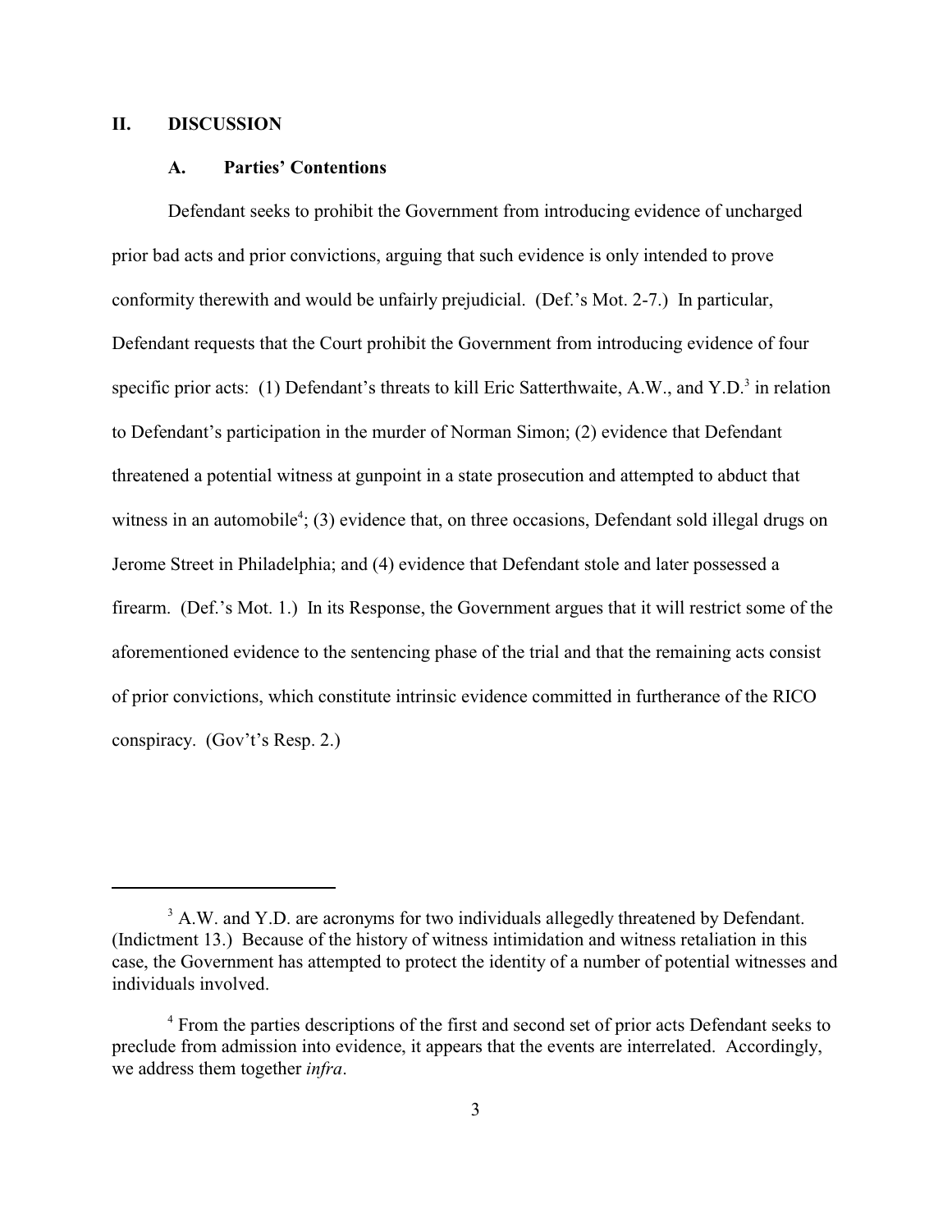## II. DISCUSSION

### A. Parties' Contentions

Defendant seeks to prohibit the Government from introducing evidence of uncharged prior bad acts and prior convictions, arguing that such evidence is only intended to prove conformity therewith and would be unfairly prejudicial. (Def.'s Mot. 2-7.) In particular, Defendant requests that the Court prohibit the Government from introducing evidence of four specific prior acts: (1) Defendant's threats to kill Eric Satterthwaite, A.W., and Y.D.[3] in relation to Defendant's participation in the murder of Norman Simon; (2) evidence that Defendant threatened a potential witness at gunpoint in a state prosecution and attempted to abduct that witness in an automobile[4]; (3) evidence that, on three occasions, Defendant sold illegal drugs on Jerome Street in Philadelphia; and (4) evidence that Defendant stole and later possessed a firearm. (Def.'s Mot. 1.) In its Response, the Government argues that it will restrict some of the aforementioned evidence to the sentencing phase of the trial and that the remaining acts consist of prior convictions, which constitute intrinsic evidence committed in furtherance of the RICO conspiracy. (Gov't's Resp. 2.)

---

[3] A.W. and Y.D. are acronyms for two individuals allegedly threatened by Defendant. (Indictment 13.) Because of the history of witness intimidation and witness retaliation in this case, the Government has attempted to protect the identity of a number of potential witnesses and individuals involved.

[4] From the parties descriptions of the first and second set of prior acts Defendant seeks to preclude from admission into evidence, it appears that the events are interrelated. Accordingly, we address them together *infra*.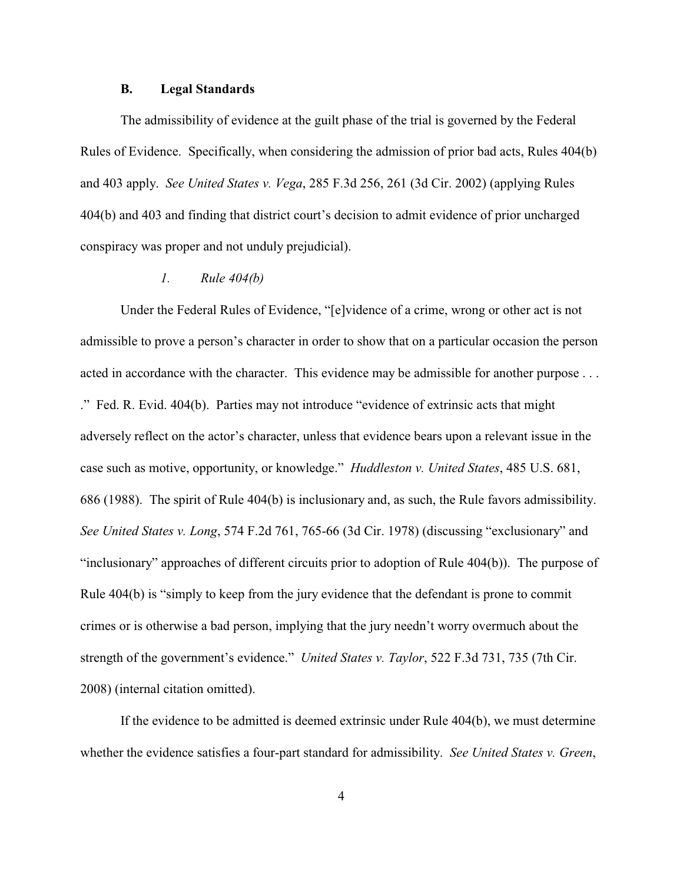### B. Legal Standards

The admissibility of evidence at the guilt phase of the trial is governed by the Federal Rules of Evidence. Specifically, when considering the admission of prior bad acts, Rules 404(b) and 403 apply. *See United States v. Vega*, 285 F.3d 256, 261 (3d Cir. 2002) (applying Rules 404(b) and 403 and finding that district court's decision to admit evidence of prior uncharged conspiracy was proper and not unduly prejudicial).

#### *1. Rule 404(b)*

Under the Federal Rules of Evidence, "[e]vidence of a crime, wrong or other act is not admissible to prove a person's character in order to show that on a particular occasion the person acted in accordance with the character. This evidence may be admissible for another purpose . . . ." Fed. R. Evid. 404(b). Parties may not introduce "evidence of extrinsic acts that might adversely reflect on the actor's character, unless that evidence bears upon a relevant issue in the case such as motive, opportunity, or knowledge." *Huddleston v. United States*, 485 U.S. 681, 686 (1988). The spirit of Rule 404(b) is inclusionary and, as such, the Rule favors admissibility. *See United States v. Long*, 574 F.2d 761, 765-66 (3d Cir. 1978) (discussing "exclusionary" and "inclusionary" approaches of different circuits prior to adoption of Rule 404(b)). The purpose of Rule 404(b) is "simply to keep from the jury evidence that the defendant is prone to commit crimes or is otherwise a bad person, implying that the jury needn't worry overmuch about the strength of the government's evidence." *United States v. Taylor*, 522 F.3d 731, 735 (7th Cir. 2008) (internal citation omitted).

If the evidence to be admitted is deemed extrinsic under Rule 404(b), we must determine whether the evidence satisfies a four-part standard for admissibility. *See United States v. Green*,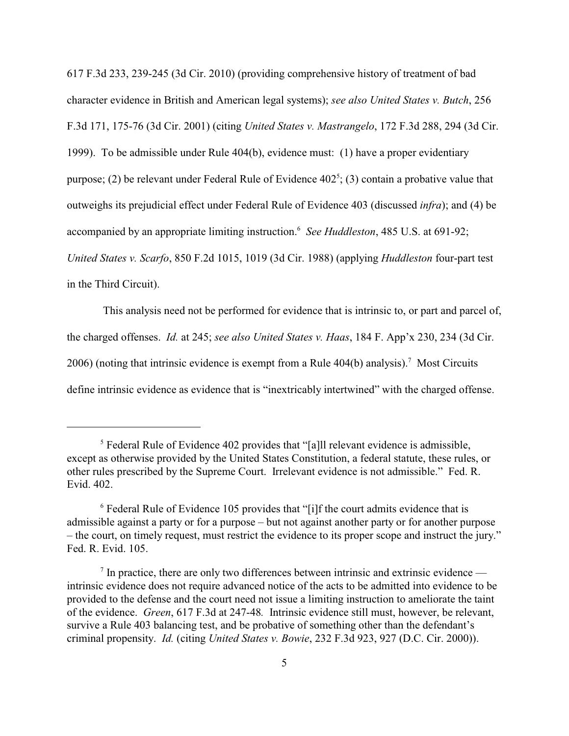617 F.3d 233, 239-245 (3d Cir. 2010) (providing comprehensive history of treatment of bad character evidence in British and American legal systems); *see also United States v. Butch*, 256 F.3d 171, 175-76 (3d Cir. 2001) (citing *United States v. Mastrangelo*, 172 F.3d 288, 294 (3d Cir. 1999). To be admissible under Rule 404(b), evidence must: (1) have a proper evidentiary purpose; (2) be relevant under Federal Rule of Evidence 402[5]; (3) contain a probative value that outweighs its prejudicial effect under Federal Rule of Evidence 403 (discussed *infra*); and (4) be accompanied by an appropriate limiting instruction.[6] *See Huddleston*, 485 U.S. at 691-92; *United States v. Scarfo*, 850 F.2d 1015, 1019 (3d Cir. 1988) (applying *Huddleston* four-part test in the Third Circuit).

This analysis need not be performed for evidence that is intrinsic to, or part and parcel of, the charged offenses. *Id.* at 245; *see also United States v. Haas*, 184 F. App'x 230, 234 (3d Cir. 2006) (noting that intrinsic evidence is exempt from a Rule 404(b) analysis).[7] Most Circuits define intrinsic evidence as evidence that is "inextricably intertwined" with the charged offense.

---

[5] Federal Rule of Evidence 402 provides that "[a]ll relevant evidence is admissible, except as otherwise provided by the United States Constitution, a federal statute, these rules, or other rules prescribed by the Supreme Court. Irrelevant evidence is not admissible." Fed. R. Evid. 402.

[6] Federal Rule of Evidence 105 provides that "[i]f the court admits evidence that is admissible against a party or for a purpose – but not against another party or for another purpose – the court, on timely request, must restrict the evidence to its proper scope and instruct the jury." Fed. R. Evid. 105.

[7] In practice, there are only two differences between intrinsic and extrinsic evidence — intrinsic evidence does not require advanced notice of the acts to be admitted into evidence to be provided to the defense and the court need not issue a limiting instruction to ameliorate the taint of the evidence. *Green*, 617 F.3d at 247-48. Intrinsic evidence still must, however, be relevant, survive a Rule 403 balancing test, and be probative of something other than the defendant's criminal propensity. *Id.* (citing *United States v. Bowie*, 232 F.3d 923, 927 (D.C. Cir. 2000)).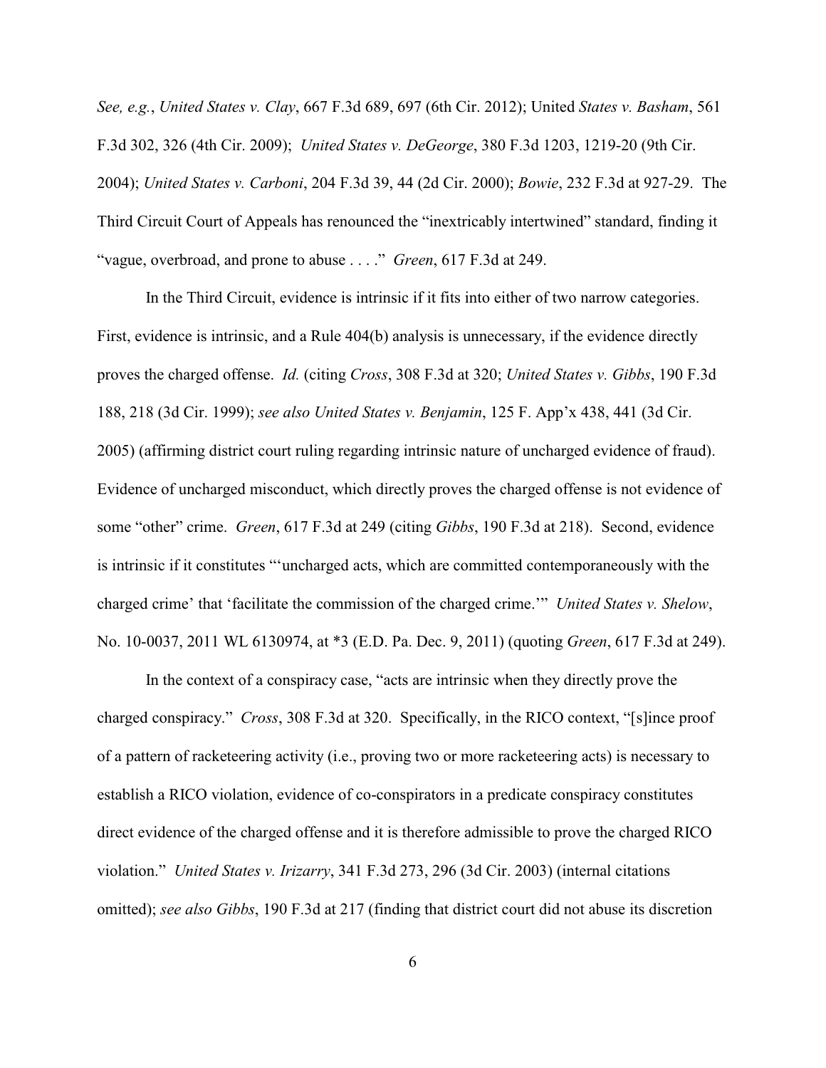*See, e.g.*, *United States v. Clay*, 667 F.3d 689, 697 (6th Cir. 2012); United *States v. Basham*, 561 F.3d 302, 326 (4th Cir. 2009); *United States v. DeGeorge*, 380 F.3d 1203, 1219-20 (9th Cir. 2004); *United States v. Carboni*, 204 F.3d 39, 44 (2d Cir. 2000); *Bowie*, 232 F.3d at 927-29. The Third Circuit Court of Appeals has renounced the "inextricably intertwined" standard, finding it "vague, overbroad, and prone to abuse . . . ." *Green*, 617 F.3d at 249.

In the Third Circuit, evidence is intrinsic if it fits into either of two narrow categories. First, evidence is intrinsic, and a Rule 404(b) analysis is unnecessary, if the evidence directly proves the charged offense. *Id.* (citing *Cross*, 308 F.3d at 320; *United States v. Gibbs*, 190 F.3d 188, 218 (3d Cir. 1999); *see also United States v. Benjamin*, 125 F. App'x 438, 441 (3d Cir. 2005) (affirming district court ruling regarding intrinsic nature of uncharged evidence of fraud). Evidence of uncharged misconduct, which directly proves the charged offense is not evidence of some "other" crime. *Green*, 617 F.3d at 249 (citing *Gibbs*, 190 F.3d at 218). Second, evidence is intrinsic if it constitutes "'uncharged acts, which are committed contemporaneously with the charged crime' that 'facilitate the commission of the charged crime.'" *United States v. Shelow*, No. 10-0037, 2011 WL 6130974, at *3 (E.D. Pa. Dec. 9, 2011) (quoting *Green*, 617 F.3d at 249).

In the context of a conspiracy case, "acts are intrinsic when they directly prove the charged conspiracy." *Cross*, 308 F.3d at 320. Specifically, in the RICO context, "[s]ince proof of a pattern of racketeering activity (i.e., proving two or more racketeering acts) is necessary to establish a RICO violation, evidence of co-conspirators in a predicate conspiracy constitutes direct evidence of the charged offense and it is therefore admissible to prove the charged RICO violation." *United States v. Irizarry*, 341 F.3d 273, 296 (3d Cir. 2003) (internal citations omitted); *see also Gibbs*, 190 F.3d at 217 (finding that district court did not abuse its discretion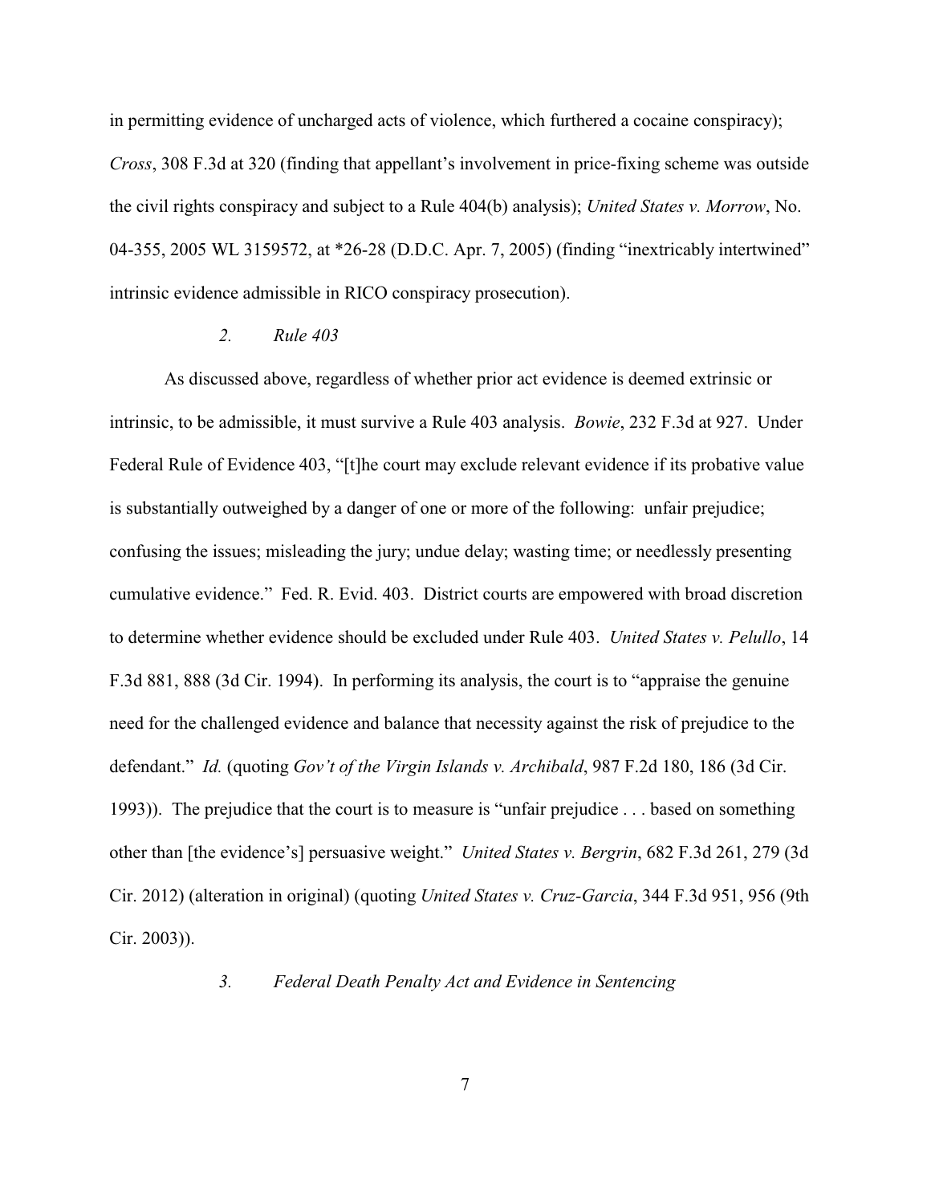in permitting evidence of uncharged acts of violence, which furthered a cocaine conspiracy); *Cross*, 308 F.3d at 320 (finding that appellant's involvement in price-fixing scheme was outside the civil rights conspiracy and subject to a Rule 404(b) analysis); *United States v. Morrow*, No. 04-355, 2005 WL 3159572, at *26-28 (D.D.C. Apr. 7, 2005) (finding "inextricably intertwined" intrinsic evidence admissible in RICO conspiracy prosecution).

### *2. Rule 403*

As discussed above, regardless of whether prior act evidence is deemed extrinsic or intrinsic, to be admissible, it must survive a Rule 403 analysis. *Bowie*, 232 F.3d at 927. Under Federal Rule of Evidence 403, "[t]he court may exclude relevant evidence if its probative value is substantially outweighed by a danger of one or more of the following: unfair prejudice; confusing the issues; misleading the jury; undue delay; wasting time; or needlessly presenting cumulative evidence." Fed. R. Evid. 403. District courts are empowered with broad discretion to determine whether evidence should be excluded under Rule 403. *United States v. Pelullo*, 14 F.3d 881, 888 (3d Cir. 1994). In performing its analysis, the court is to "appraise the genuine need for the challenged evidence and balance that necessity against the risk of prejudice to the defendant." *Id.* (quoting *Gov't of the Virgin Islands v. Archibald*, 987 F.2d 180, 186 (3d Cir. 1993)). The prejudice that the court is to measure is "unfair prejudice . . . based on something other than [the evidence's] persuasive weight." *United States v. Bergrin*, 682 F.3d 261, 279 (3d Cir. 2012) (alteration in original) (quoting *United States v. Cruz-Garcia*, 344 F.3d 951, 956 (9th Cir. 2003)).

### *3. Federal Death Penalty Act and Evidence in Sentencing*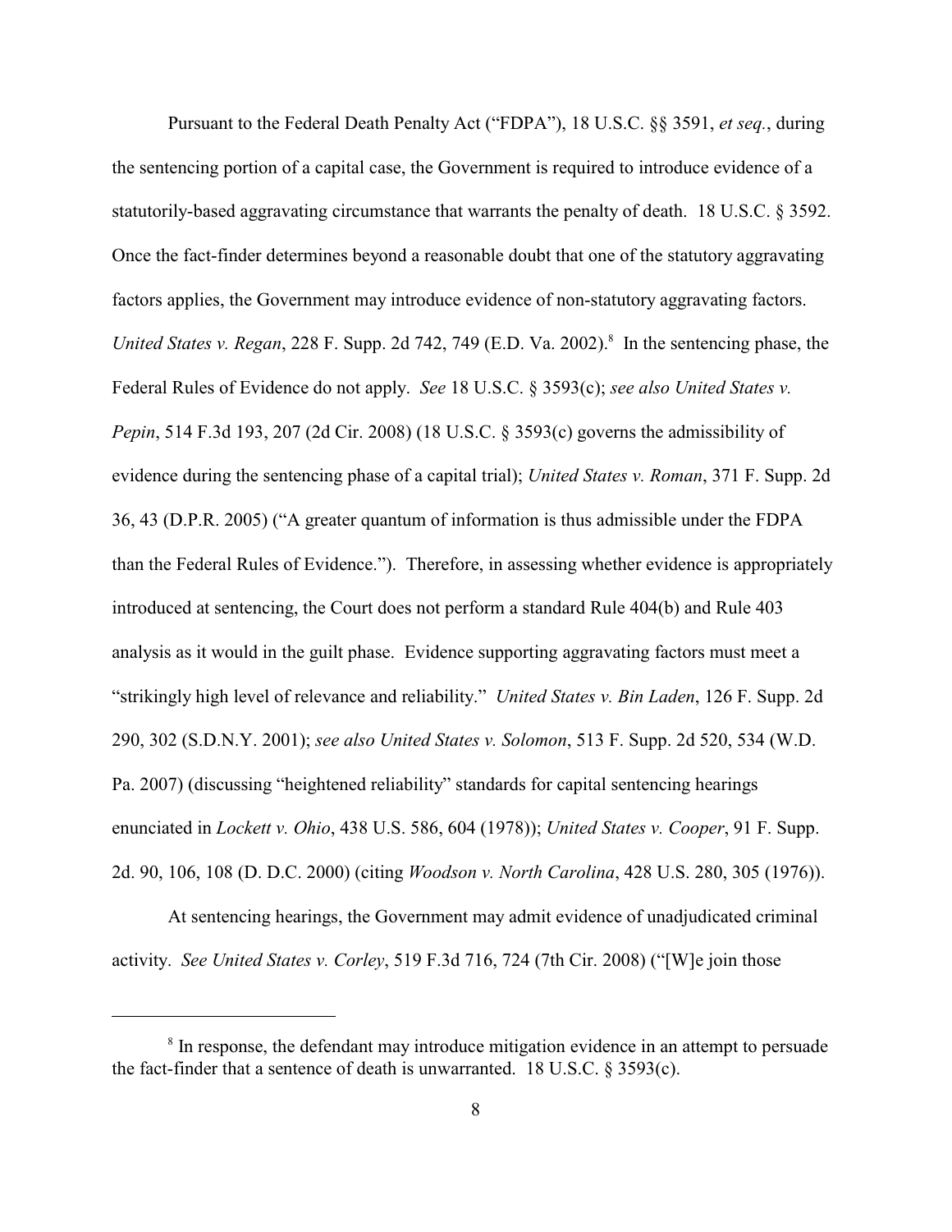Pursuant to the Federal Death Penalty Act ("FDPA"), 18 U.S.C. §§ 3591, *et seq.*, during the sentencing portion of a capital case, the Government is required to introduce evidence of a statutorily-based aggravating circumstance that warrants the penalty of death. 18 U.S.C. § 3592. Once the fact-finder determines beyond a reasonable doubt that one of the statutory aggravating factors applies, the Government may introduce evidence of non-statutory aggravating factors. *United States v. Regan*, 228 F. Supp. 2d 742, 749 (E.D. Va. 2002).[8] In the sentencing phase, the Federal Rules of Evidence do not apply. *See* 18 U.S.C. § 3593(c); *see also United States v. Pepin*, 514 F.3d 193, 207 (2d Cir. 2008) (18 U.S.C. § 3593(c) governs the admissibility of evidence during the sentencing phase of a capital trial); *United States v. Roman*, 371 F. Supp. 2d 36, 43 (D.P.R. 2005) ("A greater quantum of information is thus admissible under the FDPA than the Federal Rules of Evidence."). Therefore, in assessing whether evidence is appropriately introduced at sentencing, the Court does not perform a standard Rule 404(b) and Rule 403 analysis as it would in the guilt phase. Evidence supporting aggravating factors must meet a "strikingly high level of relevance and reliability." *United States v. Bin Laden*, 126 F. Supp. 2d 290, 302 (S.D.N.Y. 2001); *see also United States v. Solomon*, 513 F. Supp. 2d 520, 534 (W.D. Pa. 2007) (discussing "heightened reliability" standards for capital sentencing hearings enunciated in *Lockett v. Ohio*, 438 U.S. 586, 604 (1978)); *United States v. Cooper*, 91 F. Supp. 2d. 90, 106, 108 (D. D.C. 2000) (citing *Woodson v. North Carolina*, 428 U.S. 280, 305 (1976)).

At sentencing hearings, the Government may admit evidence of unadjudicated criminal activity. *See United States v. Corley*, 519 F.3d 716, 724 (7th Cir. 2008) ("[W]e join those

---

[8] In response, the defendant may introduce mitigation evidence in an attempt to persuade the fact-finder that a sentence of death is unwarranted. 18 U.S.C. § 3593(c).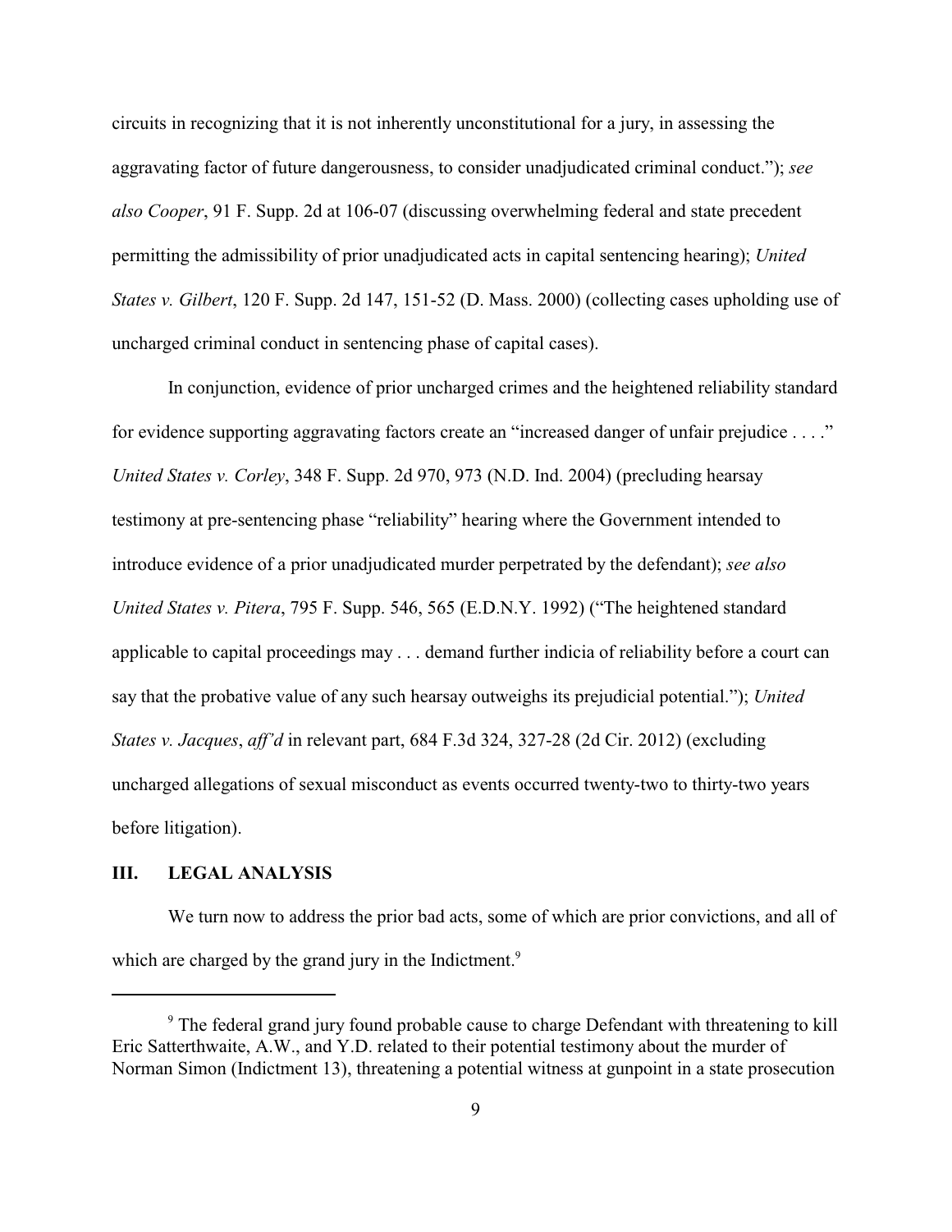circuits in recognizing that it is not inherently unconstitutional for a jury, in assessing the aggravating factor of future dangerousness, to consider unadjudicated criminal conduct."); *see also Cooper*, 91 F. Supp. 2d at 106-07 (discussing overwhelming federal and state precedent permitting the admissibility of prior unadjudicated acts in capital sentencing hearing); *United States v. Gilbert*, 120 F. Supp. 2d 147, 151-52 (D. Mass. 2000) (collecting cases upholding use of uncharged criminal conduct in sentencing phase of capital cases).

In conjunction, evidence of prior uncharged crimes and the heightened reliability standard for evidence supporting aggravating factors create an "increased danger of unfair prejudice . . . ." *United States v. Corley*, 348 F. Supp. 2d 970, 973 (N.D. Ind. 2004) (precluding hearsay testimony at pre-sentencing phase "reliability" hearing where the Government intended to introduce evidence of a prior unadjudicated murder perpetrated by the defendant); *see also United States v. Pitera*, 795 F. Supp. 546, 565 (E.D.N.Y. 1992) ("The heightened standard applicable to capital proceedings may . . . demand further indicia of reliability before a court can say that the probative value of any such hearsay outweighs its prejudicial potential."); *United States v. Jacques*, *aff'd* in relevant part, 684 F.3d 324, 327-28 (2d Cir. 2012) (excluding uncharged allegations of sexual misconduct as events occurred twenty-two to thirty-two years before litigation).

## III. LEGAL ANALYSIS

We turn now to address the prior bad acts, some of which are prior convictions, and all of which are charged by the grand jury in the Indictment.[9]

---

[9] The federal grand jury found probable cause to charge Defendant with threatening to kill Eric Satterthwaite, A.W., and Y.D. related to their potential testimony about the murder of Norman Simon (Indictment 13), threatening a potential witness at gunpoint in a state prosecution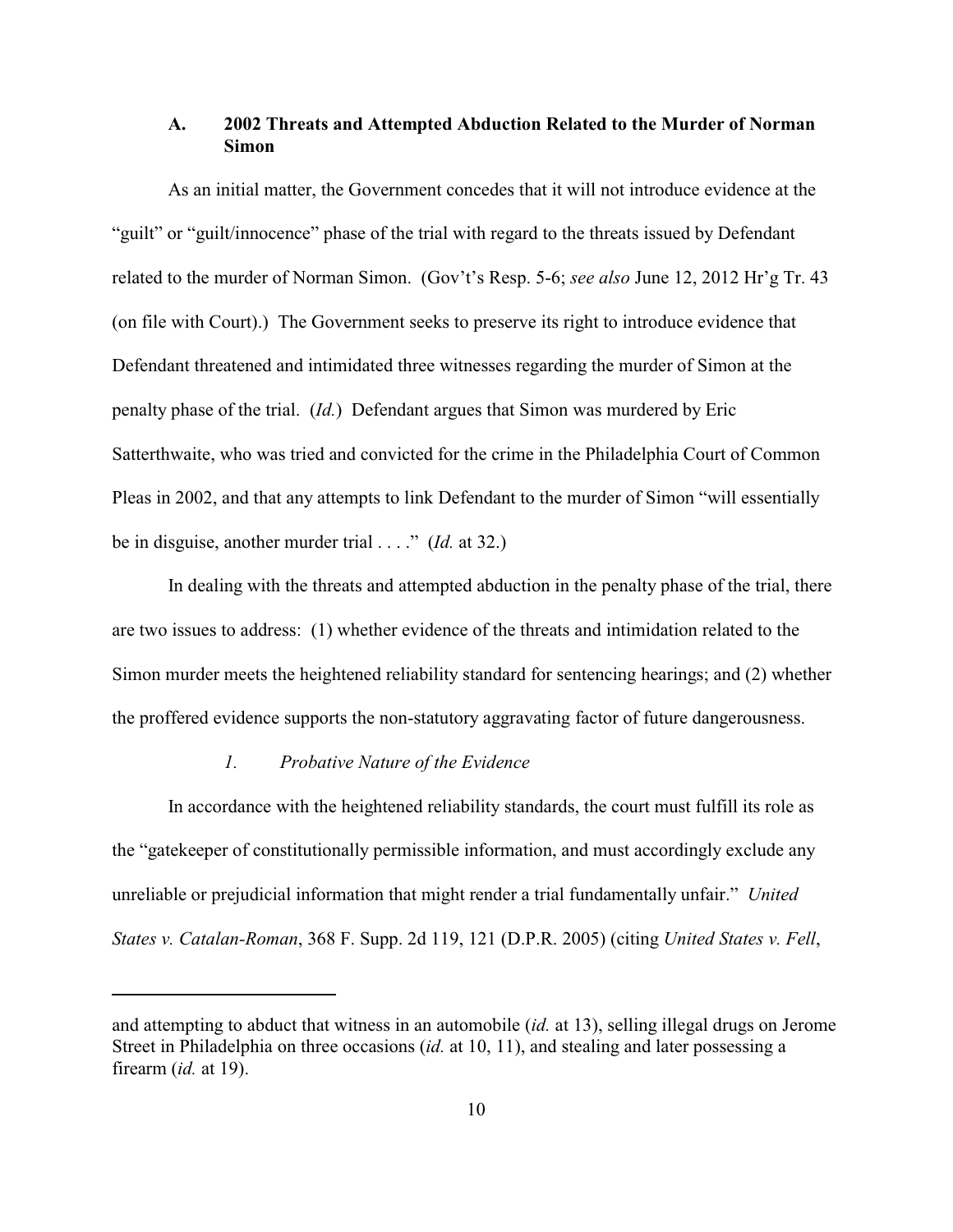### A. 2002 Threats and Attempted Abduction Related to the Murder of Norman Simon

As an initial matter, the Government concedes that it will not introduce evidence at the "guilt" or "guilt/innocence" phase of the trial with regard to the threats issued by Defendant related to the murder of Norman Simon. (Gov't's Resp. 5-6; *see also* June 12, 2012 Hr'g Tr. 43 (on file with Court).) The Government seeks to preserve its right to introduce evidence that Defendant threatened and intimidated three witnesses regarding the murder of Simon at the penalty phase of the trial. (*Id.*) Defendant argues that Simon was murdered by Eric Satterthwaite, who was tried and convicted for the crime in the Philadelphia Court of Common Pleas in 2002, and that any attempts to link Defendant to the murder of Simon "will essentially be in disguise, another murder trial . . . ." (*Id.* at 32.)

In dealing with the threats and attempted abduction in the penalty phase of the trial, there are two issues to address: (1) whether evidence of the threats and intimidation related to the Simon murder meets the heightened reliability standard for sentencing hearings; and (2) whether the proffered evidence supports the non-statutory aggravating factor of future dangerousness.

#### *1. Probative Nature of the Evidence*

In accordance with the heightened reliability standards, the court must fulfill its role as the "gatekeeper of constitutionally permissible information, and must accordingly exclude any unreliable or prejudicial information that might render a trial fundamentally unfair." *United States v. Catalan-Roman*, 368 F. Supp. 2d 119, 121 (D.P.R. 2005) (citing *United States v. Fell*,

---

and attempting to abduct that witness in an automobile (*id.* at 13), selling illegal drugs on Jerome Street in Philadelphia on three occasions (*id.* at 10, 11), and stealing and later possessing a firearm (*id.* at 19).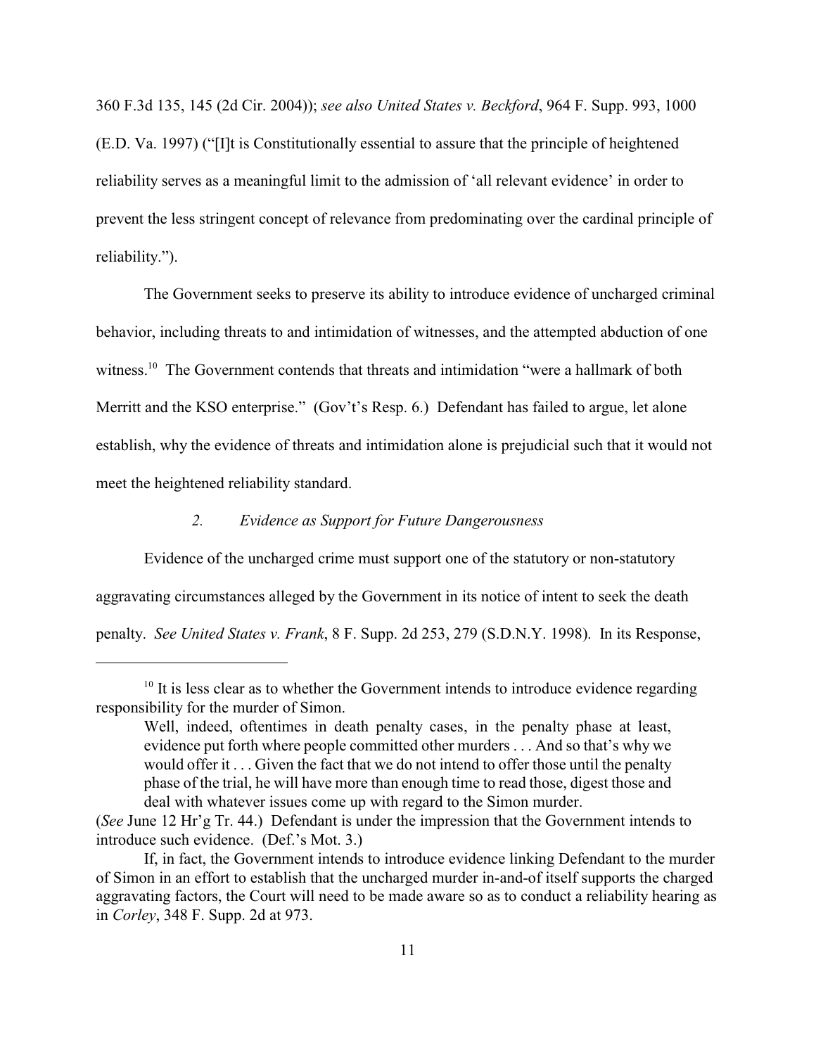360 F.3d 135, 145 (2d Cir. 2004)); *see also United States v. Beckford*, 964 F. Supp. 993, 1000 (E.D. Va. 1997) ("[I]t is Constitutionally essential to assure that the principle of heightened reliability serves as a meaningful limit to the admission of 'all relevant evidence' in order to prevent the less stringent concept of relevance from predominating over the cardinal principle of reliability.").

The Government seeks to preserve its ability to introduce evidence of uncharged criminal behavior, including threats to and intimidation of witnesses, and the attempted abduction of one witness.[10] The Government contends that threats and intimidation "were a hallmark of both Merritt and the KSO enterprise." (Gov't's Resp. 6.) Defendant has failed to argue, let alone establish, why the evidence of threats and intimidation alone is prejudicial such that it would not meet the heightened reliability standard.

*2. Evidence as Support for Future Dangerousness*

Evidence of the uncharged crime must support one of the statutory or non-statutory aggravating circumstances alleged by the Government in its notice of intent to seek the death penalty. *See United States v. Frank*, 8 F. Supp. 2d 253, 279 (S.D.N.Y. 1998). In its Response,

---

[10] It is less clear as to whether the Government intends to introduce evidence regarding responsibility for the murder of Simon.

> Well, indeed, oftentimes in death penalty cases, in the penalty phase at least, evidence put forth where people committed other murders . . . And so that's why we would offer it . . . Given the fact that we do not intend to offer those until the penalty phase of the trial, he will have more than enough time to read those, digest those and deal with whatever issues come up with regard to the Simon murder.

(*See* June 12 Hr'g Tr. 44.) Defendant is under the impression that the Government intends to introduce such evidence. (Def.'s Mot. 3.)

If, in fact, the Government intends to introduce evidence linking Defendant to the murder of Simon in an effort to establish that the uncharged murder in-and-of itself supports the charged aggravating factors, the Court will need to be made aware so as to conduct a reliability hearing as in *Corley*, 348 F. Supp. 2d at 973.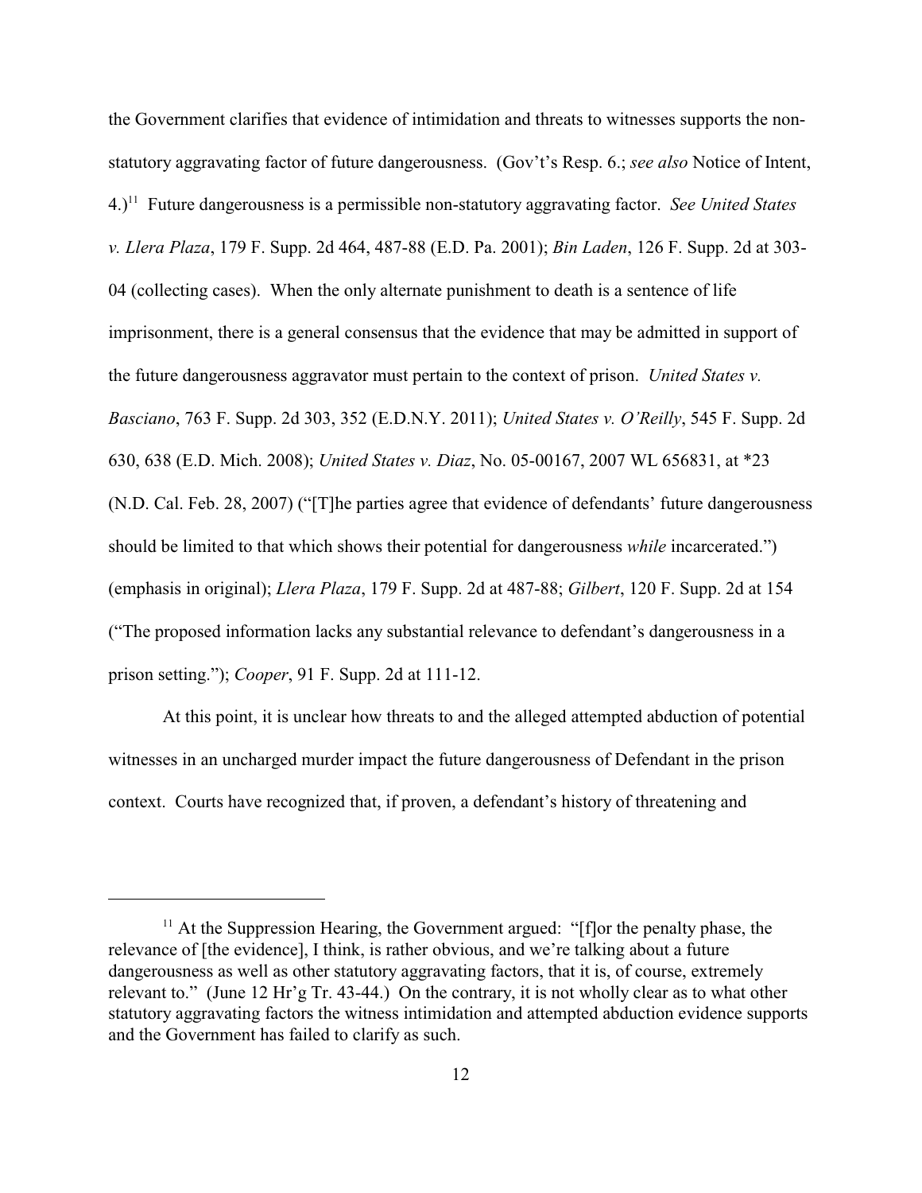the Government clarifies that evidence of intimidation and threats to witnesses supports the non-statutory aggravating factor of future dangerousness. (Gov't's Resp. 6.; *see also* Notice of Intent, 4.)[11] Future dangerousness is a permissible non-statutory aggravating factor. *See United States v. Llera Plaza*, 179 F. Supp. 2d 464, 487-88 (E.D. Pa. 2001); *Bin Laden*, 126 F. Supp. 2d at 303-04 (collecting cases). When the only alternate punishment to death is a sentence of life imprisonment, there is a general consensus that the evidence that may be admitted in support of the future dangerousness aggravator must pertain to the context of prison. *United States v. Basciano*, 763 F. Supp. 2d 303, 352 (E.D.N.Y. 2011); *United States v. O'Reilly*, 545 F. Supp. 2d 630, 638 (E.D. Mich. 2008); *United States v. Diaz*, No. 05-00167, 2007 WL 656831, at *23 (N.D. Cal. Feb. 28, 2007) ("[T]he parties agree that evidence of defendants' future dangerousness should be limited to that which shows their potential for dangerousness *while* incarcerated.") (emphasis in original); *Llera Plaza*, 179 F. Supp. 2d at 487-88; *Gilbert*, 120 F. Supp. 2d at 154 ("The proposed information lacks any substantial relevance to defendant's dangerousness in a prison setting."); *Cooper*, 91 F. Supp. 2d at 111-12.

At this point, it is unclear how threats to and the alleged attempted abduction of potential witnesses in an uncharged murder impact the future dangerousness of Defendant in the prison context. Courts have recognized that, if proven, a defendant's history of threatening and

---

[11] At the Suppression Hearing, the Government argued: "[f]or the penalty phase, the relevance of [the evidence], I think, is rather obvious, and we're talking about a future dangerousness as well as other statutory aggravating factors, that it is, of course, extremely relevant to." (June 12 Hr'g Tr. 43-44.) On the contrary, it is not wholly clear as to what other statutory aggravating factors the witness intimidation and attempted abduction evidence supports and the Government has failed to clarify as such.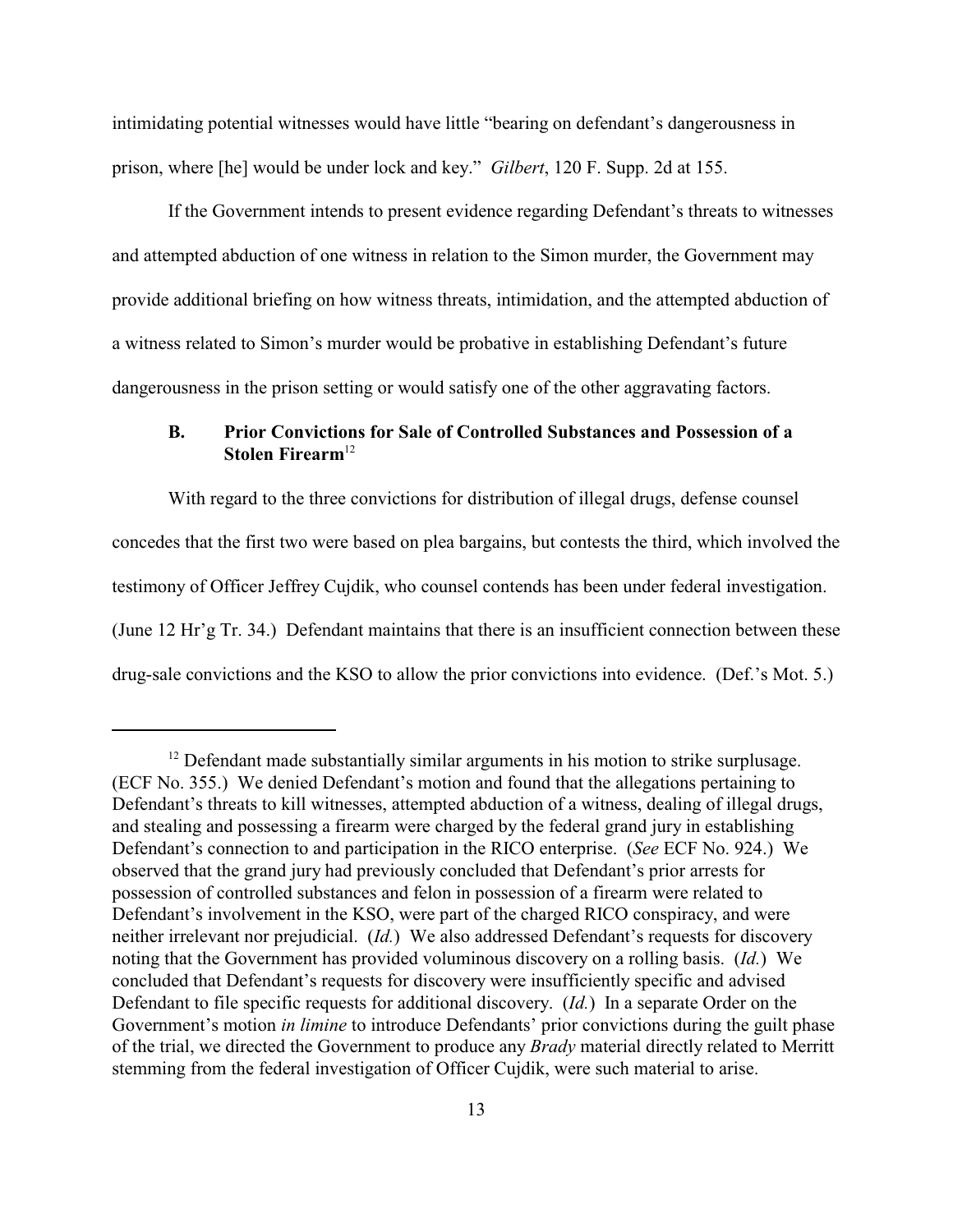intimidating potential witnesses would have little "bearing on defendant's dangerousness in prison, where [he] would be under lock and key." *Gilbert*, 120 F. Supp. 2d at 155.

If the Government intends to present evidence regarding Defendant's threats to witnesses and attempted abduction of one witness in relation to the Simon murder, the Government may provide additional briefing on how witness threats, intimidation, and the attempted abduction of a witness related to Simon's murder would be probative in establishing Defendant's future dangerousness in the prison setting or would satisfy one of the other aggravating factors.

### B. Prior Convictions for Sale of Controlled Substances and Possession of a Stolen Firearm[12]

With regard to the three convictions for distribution of illegal drugs, defense counsel concedes that the first two were based on plea bargains, but contests the third, which involved the testimony of Officer Jeffrey Cujdik, who counsel contends has been under federal investigation. (June 12 Hr'g Tr. 34.) Defendant maintains that there is an insufficient connection between these drug-sale convictions and the KSO to allow the prior convictions into evidence. (Def.'s Mot. 5.)

---

[12] Defendant made substantially similar arguments in his motion to strike surplusage. (ECF No. 355.) We denied Defendant's motion and found that the allegations pertaining to Defendant's threats to kill witnesses, attempted abduction of a witness, dealing of illegal drugs, and stealing and possessing a firearm were charged by the federal grand jury in establishing Defendant's connection to and participation in the RICO enterprise. (*See* ECF No. 924.) We observed that the grand jury had previously concluded that Defendant's prior arrests for possession of controlled substances and felon in possession of a firearm were related to Defendant's involvement in the KSO, were part of the charged RICO conspiracy, and were neither irrelevant nor prejudicial. (*Id.*) We also addressed Defendant's requests for discovery noting that the Government has provided voluminous discovery on a rolling basis. (*Id.*) We concluded that Defendant's requests for discovery were insufficiently specific and advised Defendant to file specific requests for additional discovery. (*Id.*) In a separate Order on the Government's motion *in limine* to introduce Defendants' prior convictions during the guilt phase of the trial, we directed the Government to produce any *Brady* material directly related to Merritt stemming from the federal investigation of Officer Cujdik, were such material to arise.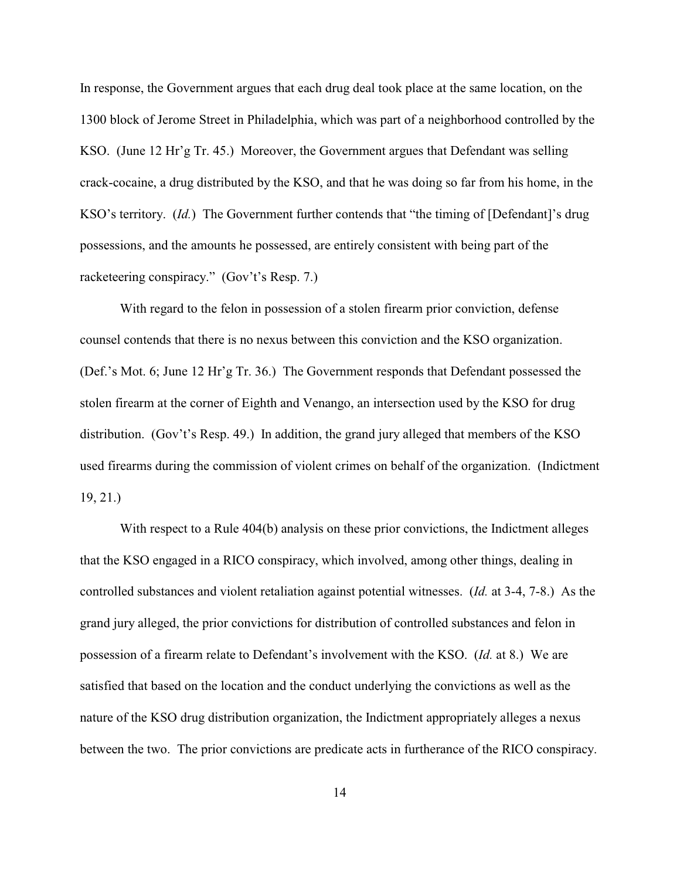In response, the Government argues that each drug deal took place at the same location, on the 1300 block of Jerome Street in Philadelphia, which was part of a neighborhood controlled by the KSO. (June 12 Hr'g Tr. 45.) Moreover, the Government argues that Defendant was selling crack-cocaine, a drug distributed by the KSO, and that he was doing so far from his home, in the KSO's territory. (*Id.*) The Government further contends that "the timing of [Defendant]'s drug possessions, and the amounts he possessed, are entirely consistent with being part of the racketeering conspiracy." (Gov't's Resp. 7.)

With regard to the felon in possession of a stolen firearm prior conviction, defense counsel contends that there is no nexus between this conviction and the KSO organization. (Def.'s Mot. 6; June 12 Hr'g Tr. 36.) The Government responds that Defendant possessed the stolen firearm at the corner of Eighth and Venango, an intersection used by the KSO for drug distribution. (Gov't's Resp. 49.) In addition, the grand jury alleged that members of the KSO used firearms during the commission of violent crimes on behalf of the organization. (Indictment 19, 21.)

With respect to a Rule 404(b) analysis on these prior convictions, the Indictment alleges that the KSO engaged in a RICO conspiracy, which involved, among other things, dealing in controlled substances and violent retaliation against potential witnesses. (*Id.* at 3-4, 7-8.) As the grand jury alleged, the prior convictions for distribution of controlled substances and felon in possession of a firearm relate to Defendant's involvement with the KSO. (*Id.* at 8.) We are satisfied that based on the location and the conduct underlying the convictions as well as the nature of the KSO drug distribution organization, the Indictment appropriately alleges a nexus between the two. The prior convictions are predicate acts in furtherance of the RICO conspiracy.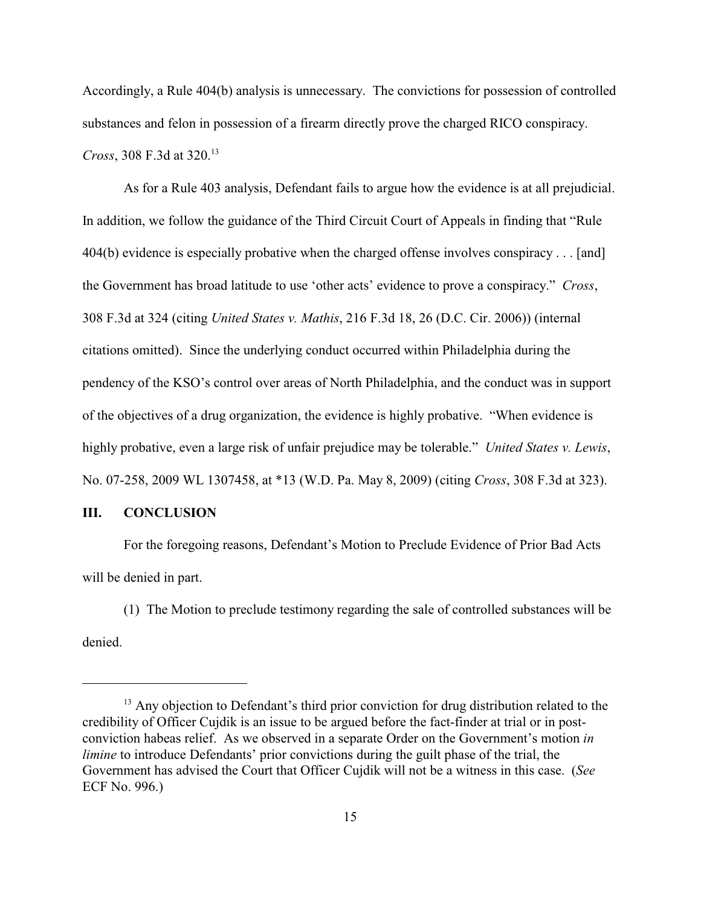Accordingly, a Rule 404(b) analysis is unnecessary. The convictions for possession of controlled substances and felon in possession of a firearm directly prove the charged RICO conspiracy. *Cross*, 308 F.3d at 320.[13]

As for a Rule 403 analysis, Defendant fails to argue how the evidence is at all prejudicial. In addition, we follow the guidance of the Third Circuit Court of Appeals in finding that "Rule 404(b) evidence is especially probative when the charged offense involves conspiracy . . . [and] the Government has broad latitude to use 'other acts' evidence to prove a conspiracy." *Cross*, 308 F.3d at 324 (citing *United States v. Mathis*, 216 F.3d 18, 26 (D.C. Cir. 2006)) (internal citations omitted). Since the underlying conduct occurred within Philadelphia during the pendency of the KSO's control over areas of North Philadelphia, and the conduct was in support of the objectives of a drug organization, the evidence is highly probative. "When evidence is highly probative, even a large risk of unfair prejudice may be tolerable." *United States v. Lewis*, No. 07-258, 2009 WL 1307458, at *13 (W.D. Pa. May 8, 2009) (citing *Cross*, 308 F.3d at 323).

## III. CONCLUSION

For the foregoing reasons, Defendant's Motion to Preclude Evidence of Prior Bad Acts will be denied in part.

(1) The Motion to preclude testimony regarding the sale of controlled substances will be denied.

---

[13] Any objection to Defendant's third prior conviction for drug distribution related to the credibility of Officer Cujdik is an issue to be argued before the fact-finder at trial or in post-conviction habeas relief. As we observed in a separate Order on the Government's motion *in limine* to introduce Defendants' prior convictions during the guilt phase of the trial, the Government has advised the Court that Officer Cujdik will not be a witness in this case. (*See* ECF No. 996.)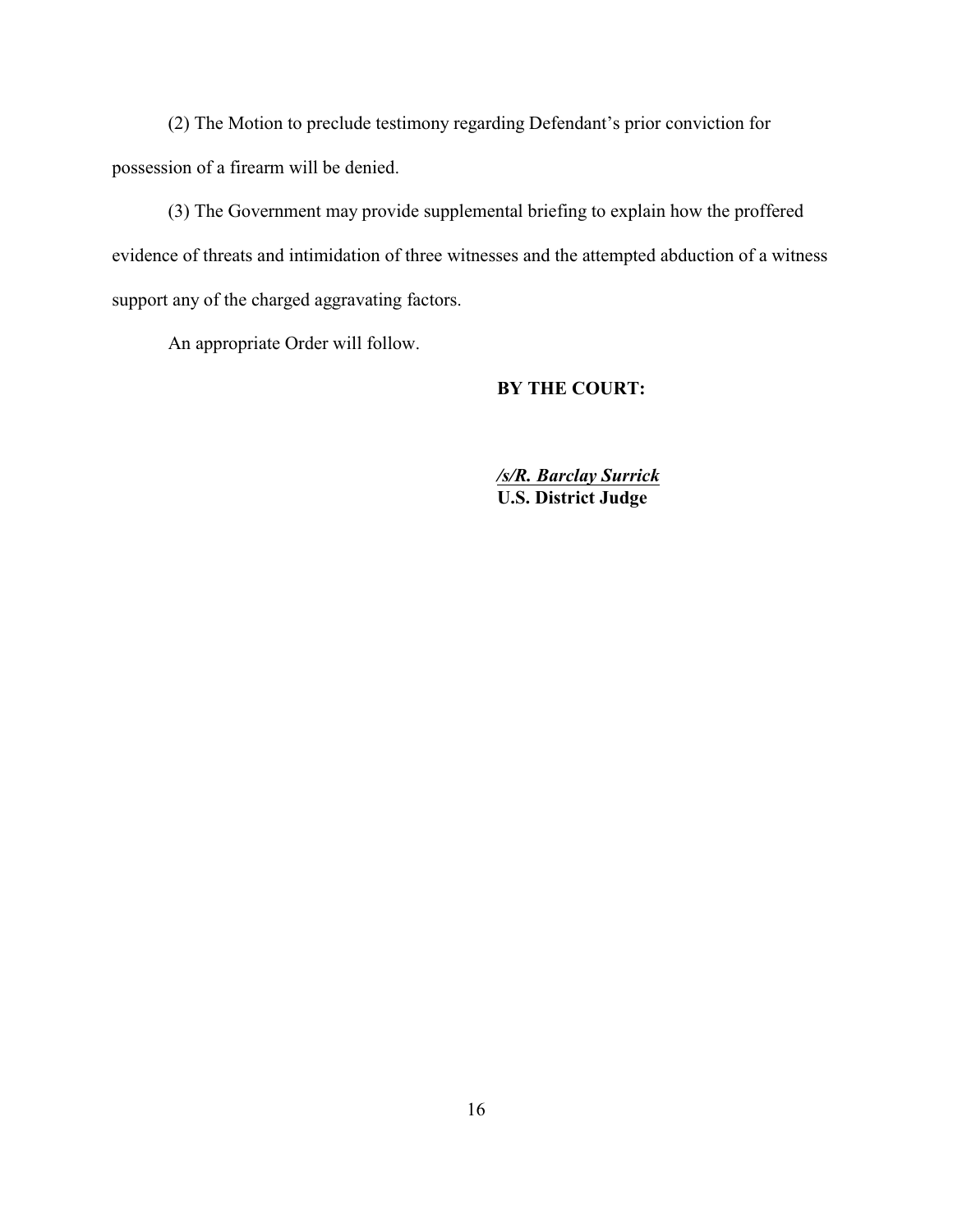(2) The Motion to preclude testimony regarding Defendant's prior conviction for possession of a firearm will be denied.

(3) The Government may provide supplemental briefing to explain how the proffered evidence of threats and intimidation of three witnesses and the attempted abduction of a witness support any of the charged aggravating factors.

An appropriate Order will follow.

**BY THE COURT:**

***/s/R. Barclay Surrick***
**U.S. District Judge**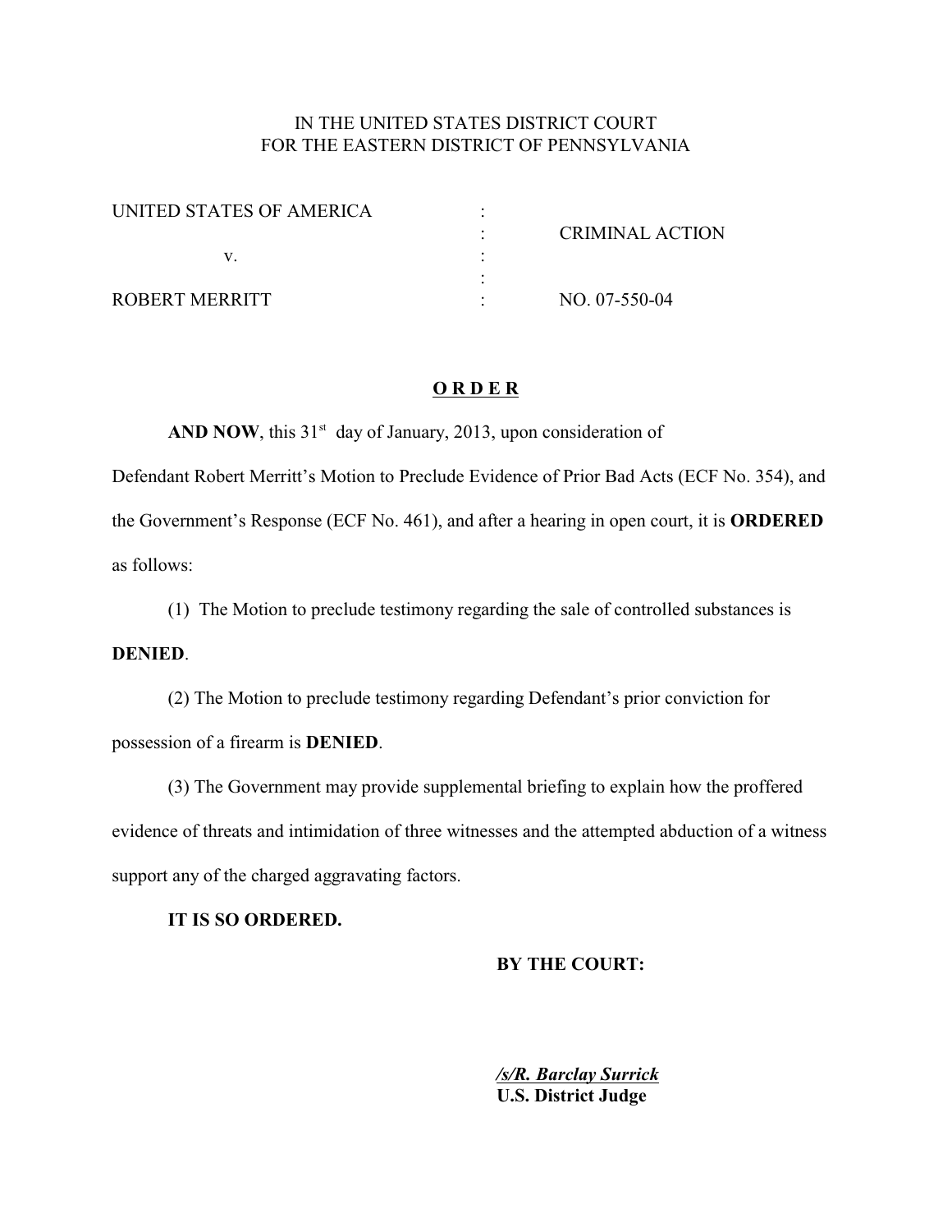IN THE UNITED STATES DISTRICT COURT
FOR THE EASTERN DISTRICT OF PENNSYLVANIA

| | | |
|---|---|---|
| UNITED STATES OF AMERICA | : | |
| | : | CRIMINAL ACTION |
| v. | : | |
| | : | |
| ROBERT MERRITT | : | NO. 07-550-04 |

**ORDER**

**AND NOW**, this 31st day of January, 2013, upon consideration of Defendant Robert Merritt's Motion to Preclude Evidence of Prior Bad Acts (ECF No. 354), and the Government's Response (ECF No. 461), and after a hearing in open court, it is **ORDERED** as follows:

(1) The Motion to preclude testimony regarding the sale of controlled substances is **DENIED**.

(2) The Motion to preclude testimony regarding Defendant's prior conviction for possession of a firearm is **DENIED**.

(3) The Government may provide supplemental briefing to explain how the proffered evidence of threats and intimidation of three witnesses and the attempted abduction of a witness support any of the charged aggravating factors.

**IT IS SO ORDERED.**

**BY THE COURT:**

***/s/R. Barclay Surrick***
**U.S. District Judge**